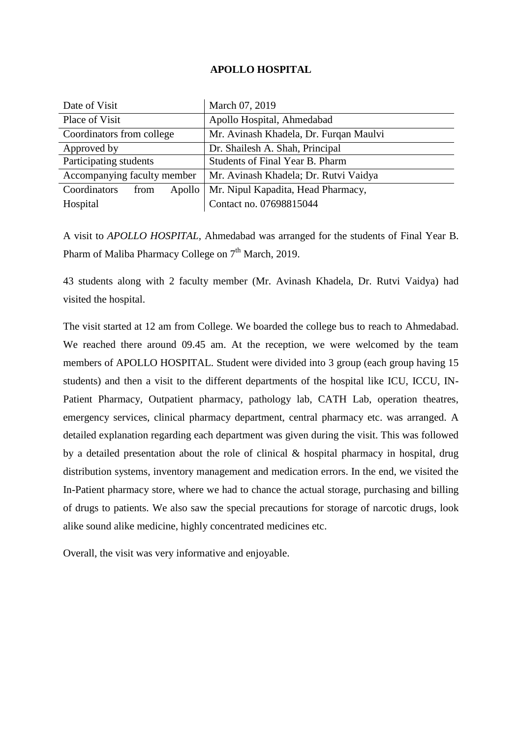**APOLLO HOSPITAL**

| | |
|---|---|
| Date of Visit | March 07, 2019 |
| Place of Visit | Apollo Hospital, Ahmedabad |
| Coordinators from college | Mr. Avinash Khadela, Dr. Furqan Maulvi |
| Approved by | Dr. Shailesh A. Shah, Principal |
| Participating students | Students of Final Year B. Pharm |
| Accompanying faculty member | Mr. Avinash Khadela; Dr. Rutvi Vaidya |
| Coordinators from Apollo Hospital | Mr. Nipul Kapadita, Head Pharmacy, Contact no. 07698815044 |

A visit to *APOLLO HOSPITAL*, Ahmedabad was arranged for the students of Final Year B. Pharm of Maliba Pharmacy College on 7th March, 2019.

43 students along with 2 faculty member (Mr. Avinash Khadela, Dr. Rutvi Vaidya) had visited the hospital.

The visit started at 12 am from College. We boarded the college bus to reach to Ahmedabad. We reached there around 09.45 am. At the reception, we were welcomed by the team members of APOLLO HOSPITAL. Student were divided into 3 group (each group having 15 students) and then a visit to the different departments of the hospital like ICU, ICCU, IN-Patient Pharmacy, Outpatient pharmacy, pathology lab, CATH Lab, operation theatres, emergency services, clinical pharmacy department, central pharmacy etc. was arranged. A detailed explanation regarding each department was given during the visit. This was followed by a detailed presentation about the role of clinical & hospital pharmacy in hospital, drug distribution systems, inventory management and medication errors. In the end, we visited the In-Patient pharmacy store, where we had to chance the actual storage, purchasing and billing of drugs to patients. We also saw the special precautions for storage of narcotic drugs, look alike sound alike medicine, highly concentrated medicines etc.

Overall, the visit was very informative and enjoyable.